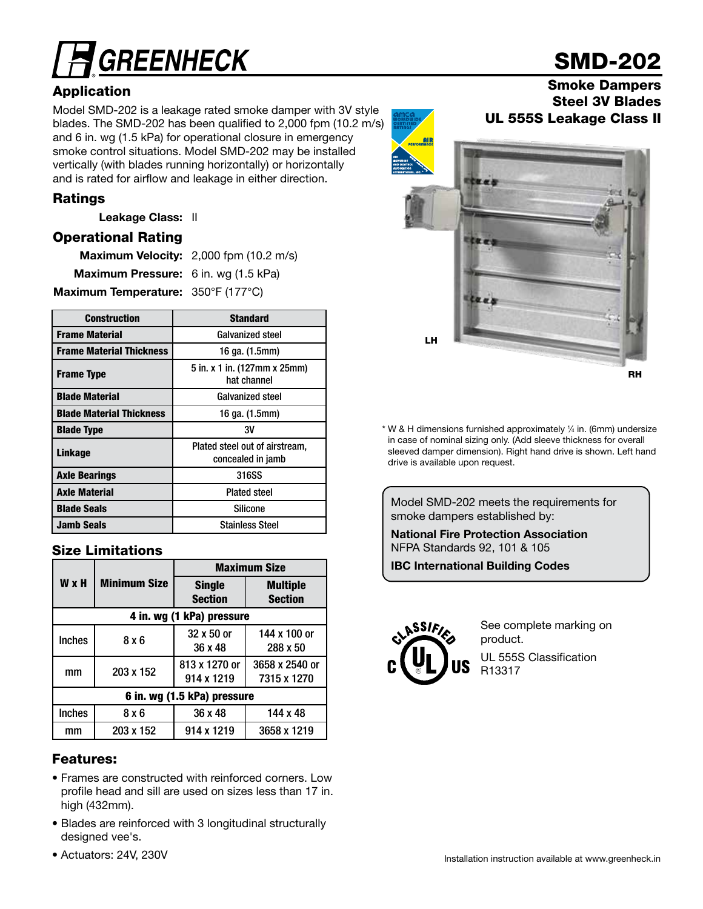# GREENHECK

# SMD-202

**Smoke Dampers**
**Steel 3V Blades**
**UL 555S Leakage Class II**

## Application

Model SMD-202 is a leakage rated smoke damper with 3V style blades. The SMD-202 has been qualified to 2,000 fpm (10.2 m/s) and 6 in. wg (1.5 kPa) for operational closure in emergency smoke control situations. Model SMD-202 may be installed vertically (with blades running horizontally) or horizontally and is rated for airflow and leakage in either direction.

## Ratings

**Leakage Class:** II

## Operational Rating

**Maximum Velocity:** 2,000 fpm (10.2 m/s)

**Maximum Pressure:** 6 in. wg (1.5 kPa)

**Maximum Temperature:** 350°F (177°C)

| Construction | Standard |
|---|---|
| **Frame Material** | Galvanized steel |
| **Frame Material Thickness** | 16 ga. (1.5mm) |
| **Frame Type** | 5 in. x 1 in. (127mm x 25mm) hat channel |
| **Blade Material** | Galvanized steel |
| **Blade Material Thickness** | 16 ga. (1.5mm) |
| **Blade Type** | 3V |
| **Linkage** | Plated steel out of airstream, concealed in jamb |
| **Axle Bearings** | 316SS |
| **Axle Material** | Plated steel |
| **Blade Seals** | Silicone |
| **Jamb Seals** | Stainless Steel |

## Size Limitations

| W x H | Minimum Size | Maximum Size | |
|---|---|---|---|
| | | Single Section | Multiple Section |
| **4 in. wg (1 kPa) pressure** | | | |
| Inches | 8 x 6 | 32 x 50 or 36 x 48 | 144 x 100 or 288 x 50 |
| mm | 203 x 152 | 813 x 1270 or 914 x 1219 | 3658 x 2540 or 7315 x 1270 |
| **6 in. wg (1.5 kPa) pressure** | | | |
| Inches | 8 x 6 | 36 x 48 | 144 x 48 |
| mm | 203 x 152 | 914 x 1219 | 3658 x 1219 |

## Features:

- Frames are constructed with reinforced corners. Low profile head and sill are used on sizes less than 17 in. high (432mm).
- Blades are reinforced with 3 longitudinal structurally designed vee's.
- Actuators: 24V, 230V

LH

RH

* W & H dimensions furnished approximately ¼ in. (6mm) undersize in case of nominal sizing only. (Add sleeve thickness for overall sleeved damper dimension). Right hand drive is shown. Left hand drive is available upon request.

Model SMD-202 meets the requirements for smoke dampers established by:

**National Fire Protection Association**
NFPA Standards 92, 101 & 105

**IBC International Building Codes**

See complete marking on product.

UL 555S Classification R13317

Installation instruction available at www.greenheck.in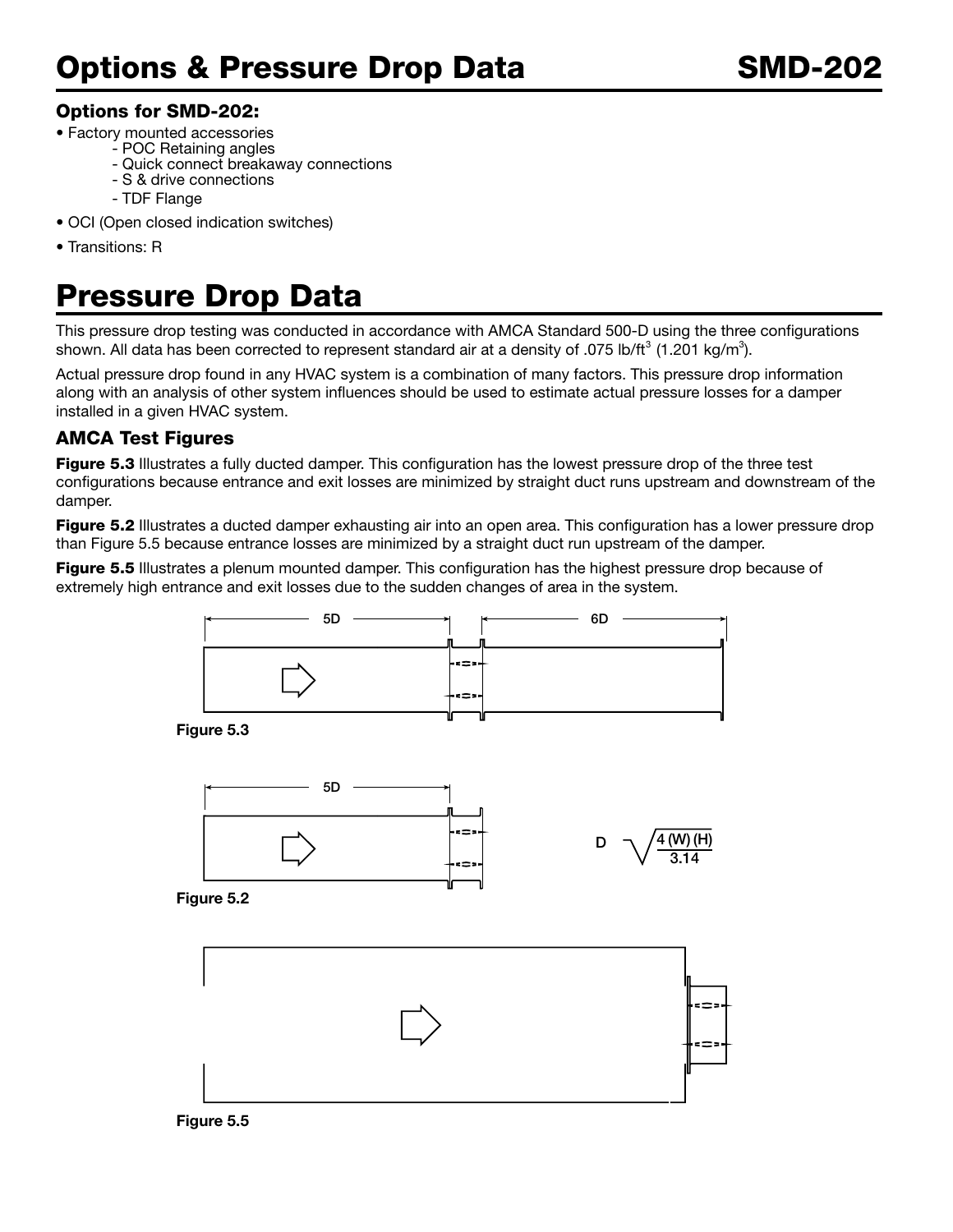# Options & Pressure Drop Data

### Options for SMD-202:

- Factory mounted accessories
  - POC Retaining angles
  - Quick connect breakaway connections
  - S & drive connections
  - TDF Flange
- OCI (Open closed indication switches)
- Transitions: R

# Pressure Drop Data

This pressure drop testing was conducted in accordance with AMCA Standard 500-D using the three configurations shown. All data has been corrected to represent standard air at a density of .075 lb/ft$^3$ (1.201 kg/m$^3$).

Actual pressure drop found in any HVAC system is a combination of many factors. This pressure drop information along with an analysis of other system influences should be used to estimate actual pressure losses for a damper installed in a given HVAC system.

### AMCA Test Figures

**Figure 5.3** Illustrates a fully ducted damper. This configuration has the lowest pressure drop of the three test configurations because entrance and exit losses are minimized by straight duct runs upstream and downstream of the damper.

**Figure 5.2** Illustrates a ducted damper exhausting air into an open area. This configuration has a lower pressure drop than Figure 5.5 because entrance losses are minimized by a straight duct run upstream of the damper.

**Figure 5.5** Illustrates a plenum mounted damper. This configuration has the highest pressure drop because of extremely high entrance and exit losses due to the sudden changes of area in the system.

5D 6D

Figure 5.3

5D

$$D = \sqrt{\frac{4\,(W)\,(H)}{3.14}}$$

Figure 5.2

Figure 5.5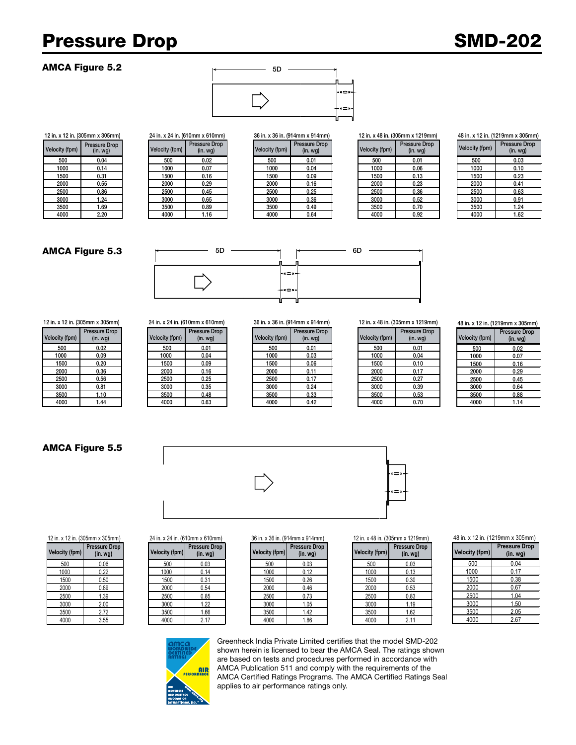# Pressure Drop

## SMD-202

### AMCA Figure 5.2

5D

12 in. x 12 in. (305mm x 305mm)

| Velocity (fpm) | Pressure Drop (in. wg) |
|---|---|
| 500 | 0.04 |
| 1000 | 0.14 |
| 1500 | 0.31 |
| 2000 | 0.55 |
| 2500 | 0.86 |
| 3000 | 1.24 |
| 3500 | 1.69 |
| 4000 | 2.20 |

24 in. x 24 in. (610mm x 610mm)

| Velocity (fpm) | Pressure Drop (in. wg) |
|---|---|
| 500 | 0.02 |
| 1000 | 0.07 |
| 1500 | 0.16 |
| 2000 | 0.29 |
| 2500 | 0.45 |
| 3000 | 0.65 |
| 3500 | 0.89 |
| 4000 | 1.16 |

36 in. x 36 in. (914mm x 914mm)

| Velocity (fpm) | Pressure Drop (in. wg) |
|---|---|
| 500 | 0.01 |
| 1000 | 0.04 |
| 1500 | 0.09 |
| 2000 | 0.16 |
| 2500 | 0.25 |
| 3000 | 0.36 |
| 3500 | 0.49 |
| 4000 | 0.64 |

12 in. x 48 in. (305mm x 1219mm)

| Velocity (fpm) | Pressure Drop (in. wg) |
|---|---|
| 500 | 0.01 |
| 1000 | 0.06 |
| 1500 | 0.13 |
| 2000 | 0.23 |
| 2500 | 0.36 |
| 3000 | 0.52 |
| 3500 | 0.70 |
| 4000 | 0.92 |

48 in. x 12 in. (1219mm x 305mm)

| Velocity (fpm) | Pressure Drop (in. wg) |
|---|---|
| 500 | 0.03 |
| 1000 | 0.10 |
| 1500 | 0.23 |
| 2000 | 0.41 |
| 2500 | 0.63 |
| 3000 | 0.91 |
| 3500 | 1.24 |
| 4000 | 1.62 |

### AMCA Figure 5.3

5D 6D

12 in. x 12 in. (305mm x 305mm)

| Velocity (fpm) | Pressure Drop (in. wg) |
|---|---|
| 500 | 0.02 |
| 1000 | 0.09 |
| 1500 | 0.20 |
| 2000 | 0.36 |
| 2500 | 0.56 |
| 3000 | 0.81 |
| 3500 | 1.10 |
| 4000 | 1.44 |

24 in. x 24 in. (610mm x 610mm)

| Velocity (fpm) | Pressure Drop (in. wg) |
|---|---|
| 500 | 0.01 |
| 1000 | 0.04 |
| 1500 | 0.09 |
| 2000 | 0.16 |
| 2500 | 0.25 |
| 3000 | 0.35 |
| 3500 | 0.48 |
| 4000 | 0.63 |

36 in. x 36 in. (914mm x 914mm)

| Velocity (fpm) | Pressure Drop (in. wg) |
|---|---|
| 500 | 0.01 |
| 1000 | 0.03 |
| 1500 | 0.06 |
| 2000 | 0.11 |
| 2500 | 0.17 |
| 3000 | 0.24 |
| 3500 | 0.33 |
| 4000 | 0.42 |

12 in. x 48 in. (305mm x 1219mm)

| Velocity (fpm) | Pressure Drop (in. wg) |
|---|---|
| 500 | 0.01 |
| 1000 | 0.04 |
| 1500 | 0.10 |
| 2000 | 0.17 |
| 2500 | 0.27 |
| 3000 | 0.39 |
| 3500 | 0.53 |
| 4000 | 0.70 |

48 in. x 12 in. (1219mm x 305mm)

| Velocity (fpm) | Pressure Drop (in. wg) |
|---|---|
| 500 | 0.02 |
| 1000 | 0.07 |
| 1500 | 0.16 |
| 2000 | 0.29 |
| 2500 | 0.45 |
| 3000 | 0.64 |
| 3500 | 0.88 |
| 4000 | 1.14 |

### AMCA Figure 5.5

12 in. x 12 in. (305mm x 305mm)

| Velocity (fpm) | Pressure Drop (in. wg) |
|---|---|
| 500 | 0.06 |
| 1000 | 0.22 |
| 1500 | 0.50 |
| 2000 | 0.89 |
| 2500 | 1.39 |
| 3000 | 2.00 |
| 3500 | 2.72 |
| 4000 | 3.55 |

24 in. x 24 in. (610mm x 610mm)

| Velocity (fpm) | Pressure Drop (in. wg) |
|---|---|
| 500 | 0.03 |
| 1000 | 0.14 |
| 1500 | 0.31 |
| 2000 | 0.54 |
| 2500 | 0.85 |
| 3000 | 1.22 |
| 3500 | 1.66 |
| 4000 | 2.17 |

36 in. x 36 in. (914mm x 914mm)

| Velocity (fpm) | Pressure Drop (in. wg) |
|---|---|
| 500 | 0.03 |
| 1000 | 0.12 |
| 1500 | 0.26 |
| 2000 | 0.46 |
| 2500 | 0.73 |
| 3000 | 1.05 |
| 3500 | 1.42 |
| 4000 | 1.86 |

12 in. x 48 in. (305mm x 1219mm)

| Velocity (fpm) | Pressure Drop (in. wg) |
|---|---|
| 500 | 0.03 |
| 1000 | 0.13 |
| 1500 | 0.30 |
| 2000 | 0.53 |
| 2500 | 0.83 |
| 3000 | 1.19 |
| 3500 | 1.62 |
| 4000 | 2.11 |

48 in. x 12 in. (1219mm x 305mm)

| Velocity (fpm) | Pressure Drop (in. wg) |
|---|---|
| 500 | 0.04 |
| 1000 | 0.17 |
| 1500 | 0.38 |
| 2000 | 0.67 |
| 2500 | 1.04 |
| 3000 | 1.50 |
| 3500 | 2.05 |
| 4000 | 2.67 |

Greenheck India Private Limited certifies that the model SMD-202 shown herein is licensed to bear the AMCA Seal. The ratings shown are based on tests and procedures performed in accordance with AMCA Publication 511 and comply with the requirements of the AMCA Certified Ratings Programs. The AMCA Certified Ratings Seal applies to air performance ratings only.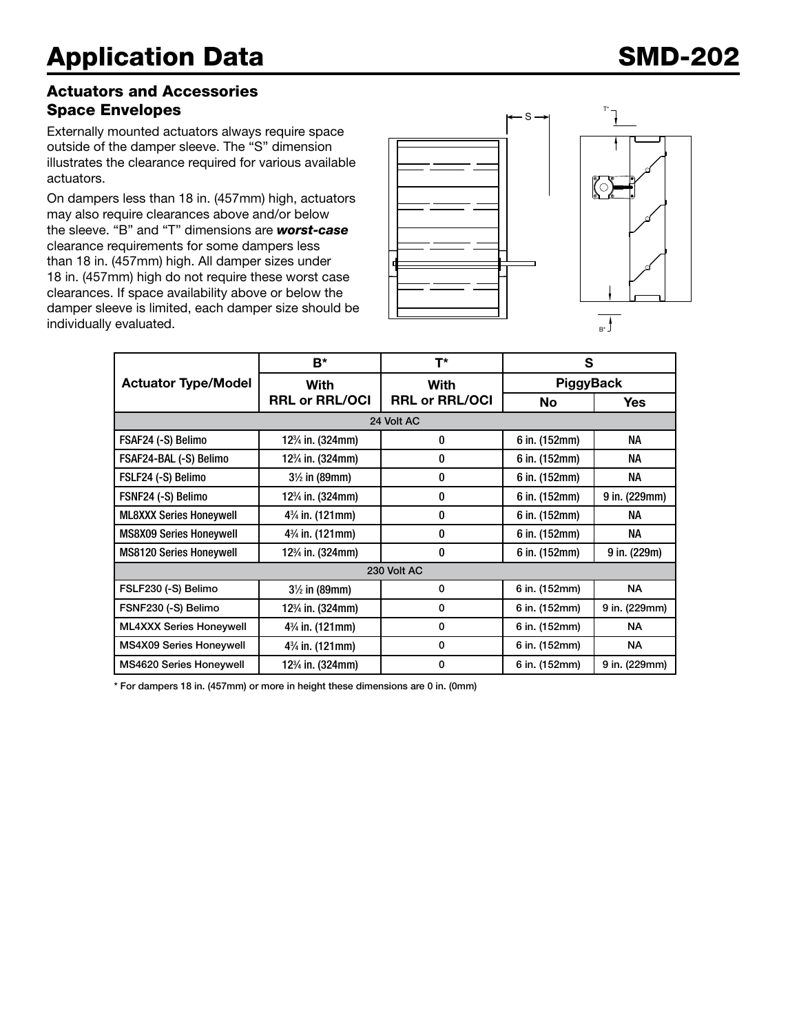# Application Data

## SMD-202

### Actuators and Accessories Space Envelopes

Externally mounted actuators always require space outside of the damper sleeve. The "S" dimension illustrates the clearance required for various available actuators.

On dampers less than 18 in. (457mm) high, actuators may also require clearances above and/or below the sleeve. "B" and "T" dimensions are ***worst-case*** clearance requirements for some dampers less than 18 in. (457mm) high. All damper sizes under 18 in. (457mm) high do not require these worst case clearances. If space availability above or below the damper sleeve is limited, each damper size should be individually evaluated.

| Actuator Type/Model | B* | T* | S | |
|---|---|---|---|---|
| | With RRL or RRL/OCI | With RRL or RRL/OCI | PiggyBack | |
| | | | No | Yes |
| **24 Volt AC** | | | | |
| FSAF24 (-S) Belimo | 12¾ in. (324mm) | 0 | 6 in. (152mm) | NA |
| FSAF24-BAL (-S) Belimo | 12¾ in. (324mm) | 0 | 6 in. (152mm) | NA |
| FSLF24 (-S) Belimo | 3½ in (89mm) | 0 | 6 in. (152mm) | NA |
| FSNF24 (-S) Belimo | 12¾ in. (324mm) | 0 | 6 in. (152mm) | 9 in. (229mm) |
| ML8XXX Series Honeywell | 4¾ in. (121mm) | 0 | 6 in. (152mm) | NA |
| MS8X09 Series Honeywell | 4¾ in. (121mm) | 0 | 6 in. (152mm) | NA |
| MS8120 Series Honeywell | 12¾ in. (324mm) | 0 | 6 in. (152mm) | 9 in. (229m) |
| **230 Volt AC** | | | | |
| FSLF230 (-S) Belimo | 3½ in (89mm) | 0 | 6 in. (152mm) | NA |
| FSNF230 (-S) Belimo | 12¾ in. (324mm) | 0 | 6 in. (152mm) | 9 in. (229mm) |
| ML4XXX Series Honeywell | 4¾ in. (121mm) | 0 | 6 in. (152mm) | NA |
| MS4X09 Series Honeywell | 4¾ in. (121mm) | 0 | 6 in. (152mm) | NA |
| MS4620 Series Honeywell | 12¾ in. (324mm) | 0 | 6 in. (152mm) | 9 in. (229mm) |

* For dampers 18 in. (457mm) or more in height these dimensions are 0 in. (0mm)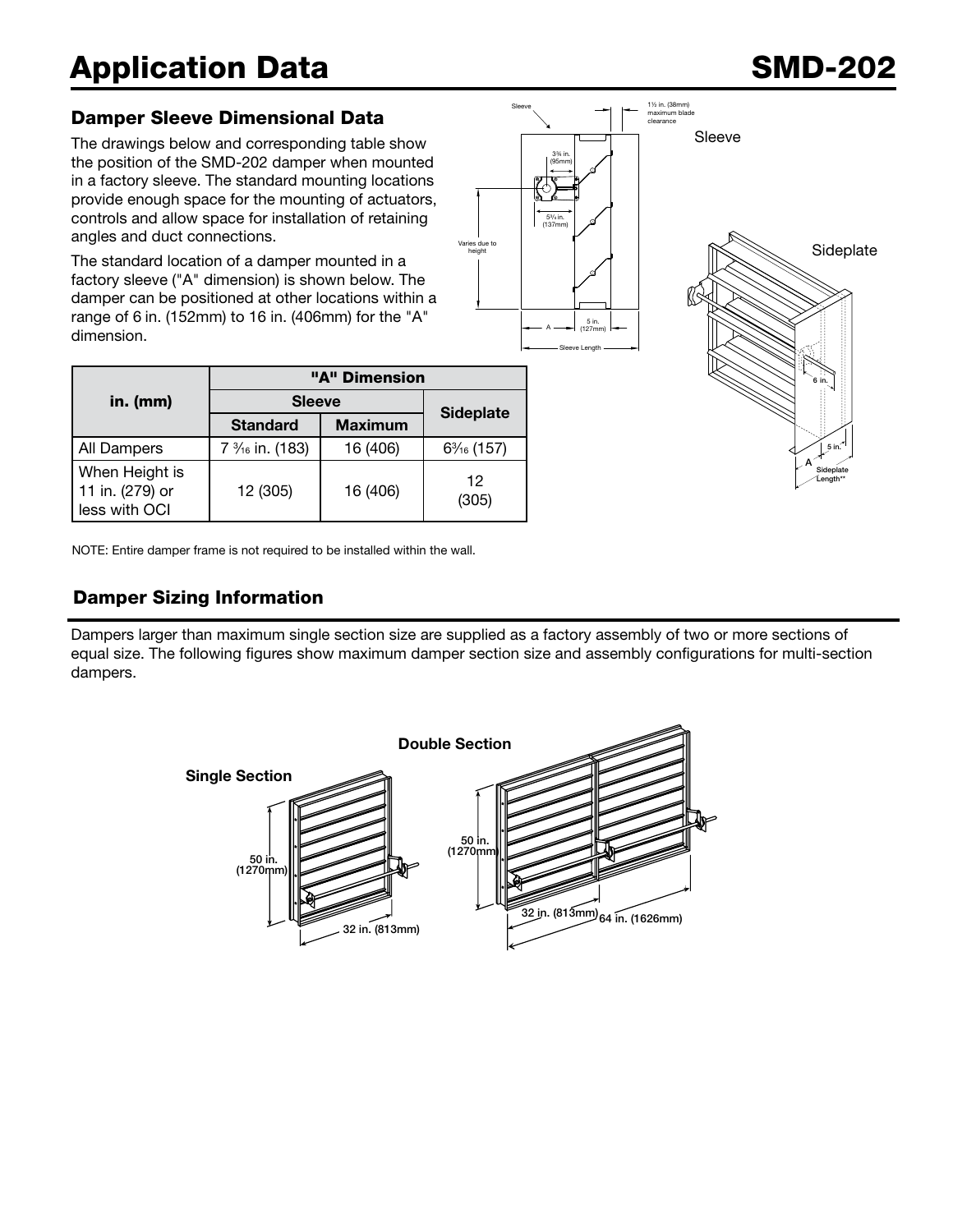# Application Data

## SMD-202

### Damper Sleeve Dimensional Data

The drawings below and corresponding table show the position of the SMD-202 damper when mounted in a factory sleeve. The standard mounting locations provide enough space for the mounting of actuators, controls and allow space for installation of retaining angles and duct connections.

The standard location of a damper mounted in a factory sleeve ("A" dimension) is shown below. The damper can be positioned at other locations within a range of 6 in. (152mm) to 16 in. (406mm) for the "A" dimension.

| in. (mm) | "A" Dimension | | |
|---|---|---|---|
| | Sleeve | | Sideplate |
| | Standard | Maximum | |
| All Dampers | 7 3⁄16 in. (183) | 16 (406) | 63⁄16 (157) |
| When Height is 11 in. (279) or less with OCI | 12 (305) | 16 (406) | 12 (305) |

NOTE: Entire damper frame is not required to be installed within the wall.

### Damper Sizing Information

Dampers larger than maximum single section size are supplied as a factory assembly of two or more sections of equal size. The following figures show maximum damper section size and assembly configurations for multi-section dampers.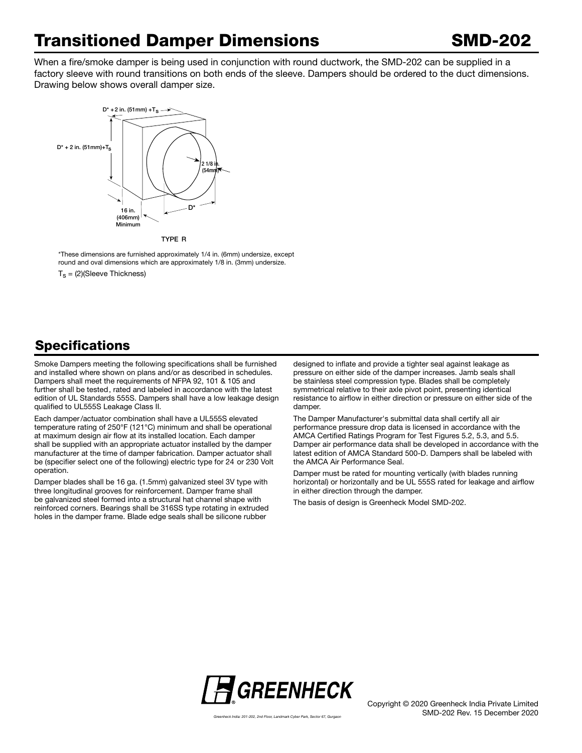# Transitioned Damper Dimensions

# SMD-202

When a fire/smoke damper is being used in conjunction with round ductwork, the SMD-202 can be supplied in a factory sleeve with round transitions on both ends of the sleeve. Dampers should be ordered to the duct dimensions. Drawing below shows overall damper size.

D* +2 in. (51mm) +$T_S$

D* + 2 in. (51mm)+$T_S$

2 1/8 in. (54mm)

16 in. (406mm) Minimum

D*

TYPE R

*These dimensions are furnished approximately 1/4 in. (6mm) undersize, except round and oval dimensions which are approximately 1/8 in. (3mm) undersize.

$T_S$ = (2)(Sleeve Thickness)

## Specifications

Smoke Dampers meeting the following specifications shall be furnished and installed where shown on plans and/or as described in schedules. Dampers shall meet the requirements of NFPA 92, 101 & 105 and further shall be tested, rated and labeled in accordance with the latest edition of UL Standards 555S. Dampers shall have a low leakage design qualified to UL555S Leakage Class II.

Each damper/actuator combination shall have a UL555S elevated temperature rating of 250°F (121°C) minimum and shall be operational at maximum design air flow at its installed location. Each damper shall be supplied with an appropriate actuator installed by the damper manufacturer at the time of damper fabrication. Damper actuator shall be (specifier select one of the following) electric type for 24 or 230 Volt operation.

Damper blades shall be 16 ga. (1.5mm) galvanized steel 3V type with three longitudinal grooves for reinforcement. Damper frame shall be galvanized steel formed into a structural hat channel shape with reinforced corners. Bearings shall be 316SS type rotating in extruded holes in the damper frame. Blade edge seals shall be silicone rubber designed to inflate and provide a tighter seal against leakage as pressure on either side of the damper increases. Jamb seals shall be stainless steel compression type. Blades shall be completely symmetrical relative to their axle pivot point, presenting identical resistance to airflow in either direction or pressure on either side of the damper.

The Damper Manufacturer's submittal data shall certify all air performance pressure drop data is licensed in accordance with the AMCA Certified Ratings Program for Test Figures 5.2, 5.3, and 5.5. Damper air performance data shall be developed in accordance with the latest edition of AMCA Standard 500-D. Dampers shall be labeled with the AMCA Air Performance Seal.

Damper must be rated for mounting vertically (with blades running horizontal) or horizontally and be UL 555S rated for leakage and airflow in either direction through the damper.

The basis of design is Greenheck Model SMD-202.

GREENHECK

*Greenheck India: 201-202, 2nd Floor, Landmark Cyber Park, Sector 67, Gurgaon*

Copyright © 2020 Greenheck India Private Limited
SMD-202 Rev. 15 December 2020